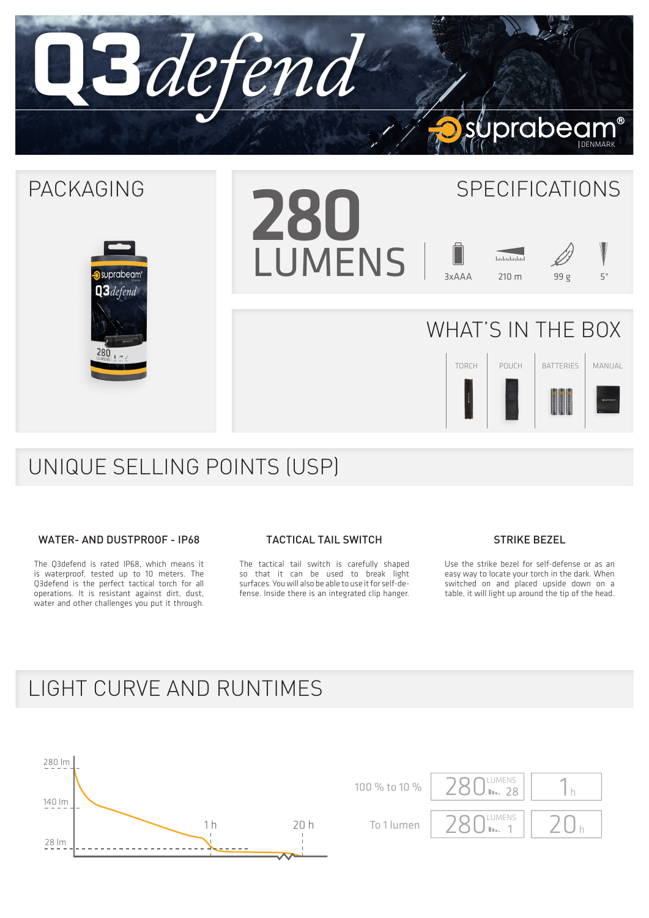# Q3defend

suprabeam® | DENMARK

## PACKAGING

## SPECIFICATIONS

**280 LUMENS**

| 3xAAA | 210 m | 99 g | 5° |
|---|---|---|---|

## WHAT'S IN THE BOX

| TORCH | POUCH | BATTERIES | MANUAL |
|---|---|---|---|

## UNIQUE SELLING POINTS (USP)

### WATER- AND DUSTPROOF - IP68

The Q3defend is rated IP68, which means it is waterproof, tested up to 10 meters. The Q3defend is the perfect tactical torch for all operations. It is resistant against dirt, dust, water and other challenges you put it through.

### TACTICAL TAIL SWITCH

The tactical tail switch is carefully shaped so that it can be used to break light surfaces. You will also be able to use it for self-defense. Inside there is an integrated clip hanger.

### STRIKE BEZEL

Use the strike bezel for self-defense or as an easy way to locate your torch in the dark. When switched on and placed upside down on a table, it will light up around the tip of the head.

## LIGHT CURVE AND RUNTIMES

| | Lumens | Runtime |
|---|---|---|
| 100 % to 10 % | 280 LUMENS 28 | 1 h |
| To 1 lumen | 280 LUMENS 1 | 20 h |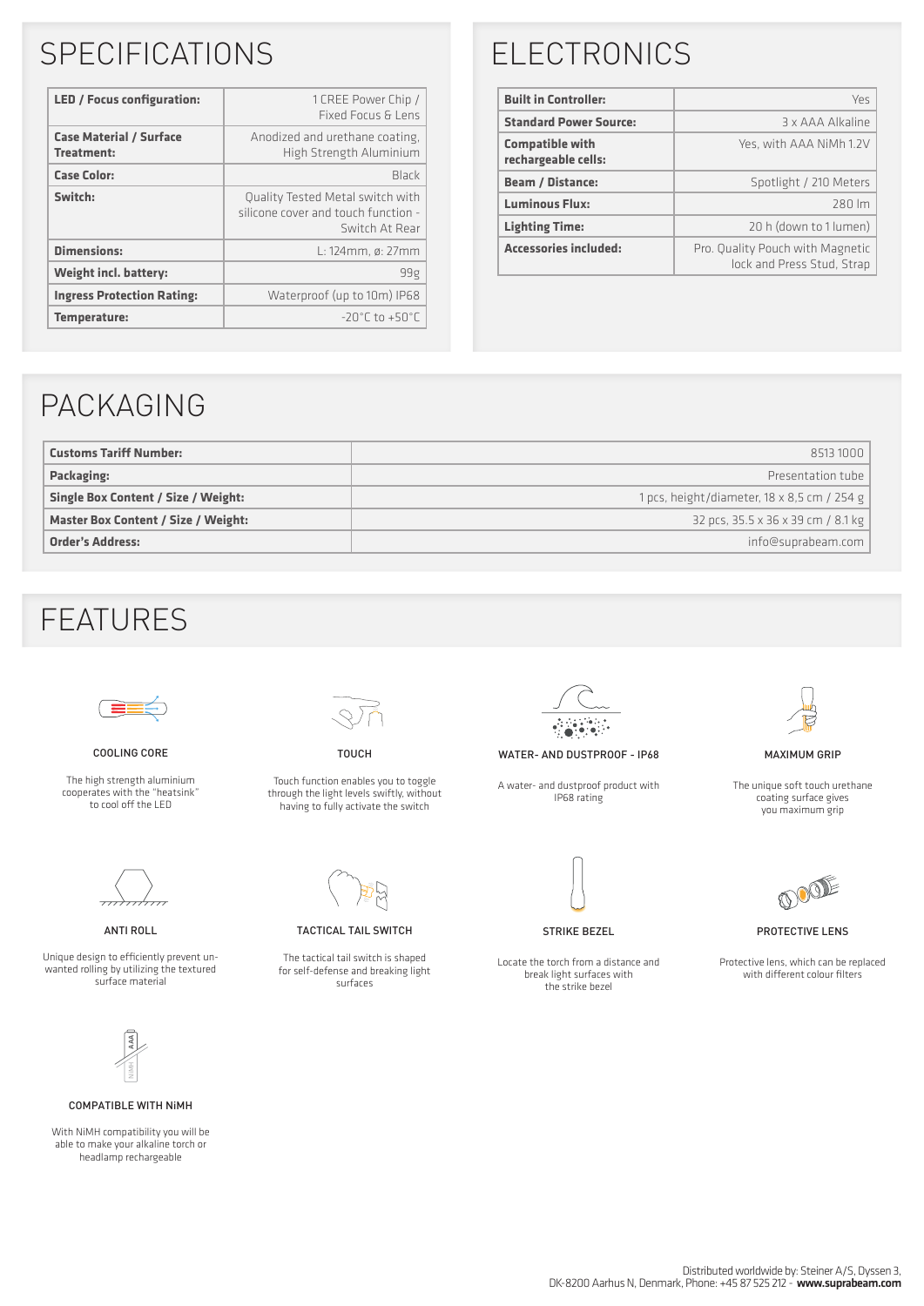# SPECIFICATIONS

| | |
|---|---|
| **LED / Focus configuration:** | 1 CREE Power Chip / Fixed Focus & Lens |
| **Case Material / Surface Treatment:** | Anodized and urethane coating, High Strength Aluminium |
| **Case Color:** | Black |
| **Switch:** | Quality Tested Metal switch with silicone cover and touch function - Switch At Rear |
| **Dimensions:** | L: 124mm, ø: 27mm |
| **Weight incl. battery:** | 99g |
| **Ingress Protection Rating:** | Waterproof (up to 10m) IP68 |
| **Temperature:** | -20°C to +50°C |

# ELECTRONICS

| | |
|---|---|
| **Built in Controller:** | Yes |
| **Standard Power Source:** | 3 x AAA Alkaline |
| **Compatible with rechargeable cells:** | Yes, with AAA NiMh 1.2V |
| **Beam / Distance:** | Spotlight / 210 Meters |
| **Luminous Flux:** | 280 lm |
| **Lighting Time:** | 20 h (down to 1 lumen) |
| **Accessories included:** | Pro. Quality Pouch with Magnetic lock and Press Stud, Strap |

# PACKAGING

| | |
|---|---|
| **Customs Tariff Number:** | 8513 1000 |
| **Packaging:** | Presentation tube |
| **Single Box Content / Size / Weight:** | 1 pcs, height/diameter, 18 x 8,5 cm / 254 g |
| **Master Box Content / Size / Weight:** | 32 pcs, 35.5 x 36 x 39 cm / 8.1 kg |
| **Order's Address:** | info@suprabeam.com |

# FEATURES

**COOLING CORE**

The high strength aluminium cooperates with the "heatsink" to cool off the LED

**TOUCH**

Touch function enables you to toggle through the light levels swiftly, without having to fully activate the switch

**WATER- AND DUSTPROOF - IP68**

A water- and dustproof product with IP68 rating

**MAXIMUM GRIP**

The unique soft touch urethane coating surface gives you maximum grip

**ANTI ROLL**

Unique design to efficiently prevent unwanted rolling by utilizing the textured surface material

**TACTICAL TAIL SWITCH**

The tactical tail switch is shaped for self-defense and breaking light surfaces

**STRIKE BEZEL**

Locate the torch from a distance and break light surfaces with the strike bezel

**PROTECTIVE LENS**

Protective lens, which can be replaced with different colour filters

**COMPATIBLE WITH NiMH**

With NiMH compatibility you will be able to make your alkaline torch or headlamp rechargeable

Distributed worldwide by: Steiner A/S, Dyssen 3, DK-8200 Aarhus N, Denmark, Phone: +45 87 525 212 - **www.suprabeam.com**